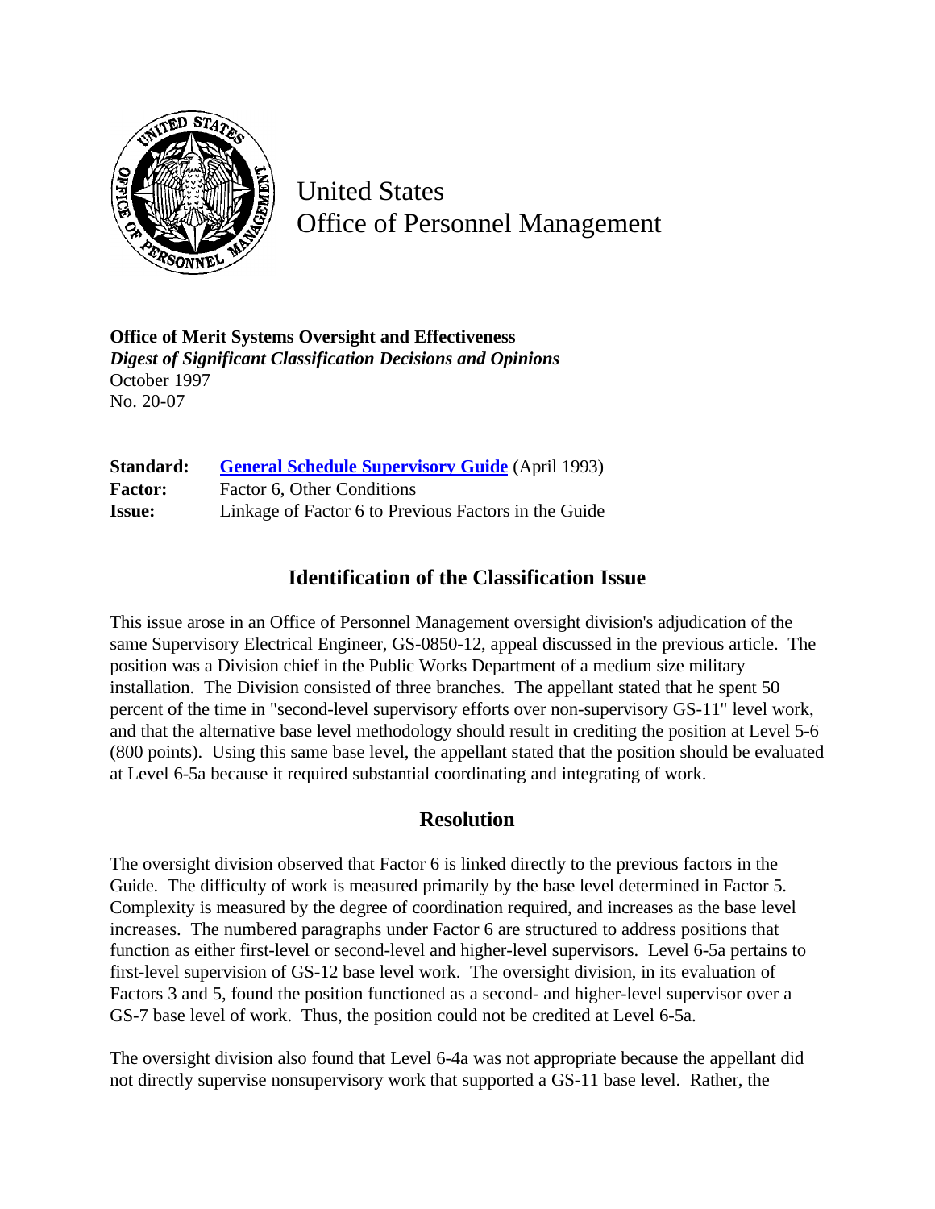United States
Office of Personnel Management

**Office of Merit Systems Oversight and Effectiveness**
***Digest of Significant Classification Decisions and Opinions***
October 1997
No. 20-07

| | |
|---|---|
| **Standard:** | General Schedule Supervisory Guide (April 1993) |
| **Factor:** | Factor 6, Other Conditions |
| **Issue:** | Linkage of Factor 6 to Previous Factors in the Guide |

## Identification of the Classification Issue

This issue arose in an Office of Personnel Management oversight division's adjudication of the same Supervisory Electrical Engineer, GS-0850-12, appeal discussed in the previous article. The position was a Division chief in the Public Works Department of a medium size military installation. The Division consisted of three branches. The appellant stated that he spent 50 percent of the time in "second-level supervisory efforts over non-supervisory GS-11" level work, and that the alternative base level methodology should result in crediting the position at Level 5-6 (800 points). Using this same base level, the appellant stated that the position should be evaluated at Level 6-5a because it required substantial coordinating and integrating of work.

## Resolution

The oversight division observed that Factor 6 is linked directly to the previous factors in the Guide. The difficulty of work is measured primarily by the base level determined in Factor 5. Complexity is measured by the degree of coordination required, and increases as the base level increases. The numbered paragraphs under Factor 6 are structured to address positions that function as either first-level or second-level and higher-level supervisors. Level 6-5a pertains to first-level supervision of GS-12 base level work. The oversight division, in its evaluation of Factors 3 and 5, found the position functioned as a second- and higher-level supervisor over a GS-7 base level of work. Thus, the position could not be credited at Level 6-5a.

The oversight division also found that Level 6-4a was not appropriate because the appellant did not directly supervise nonsupervisory work that supported a GS-11 base level. Rather, the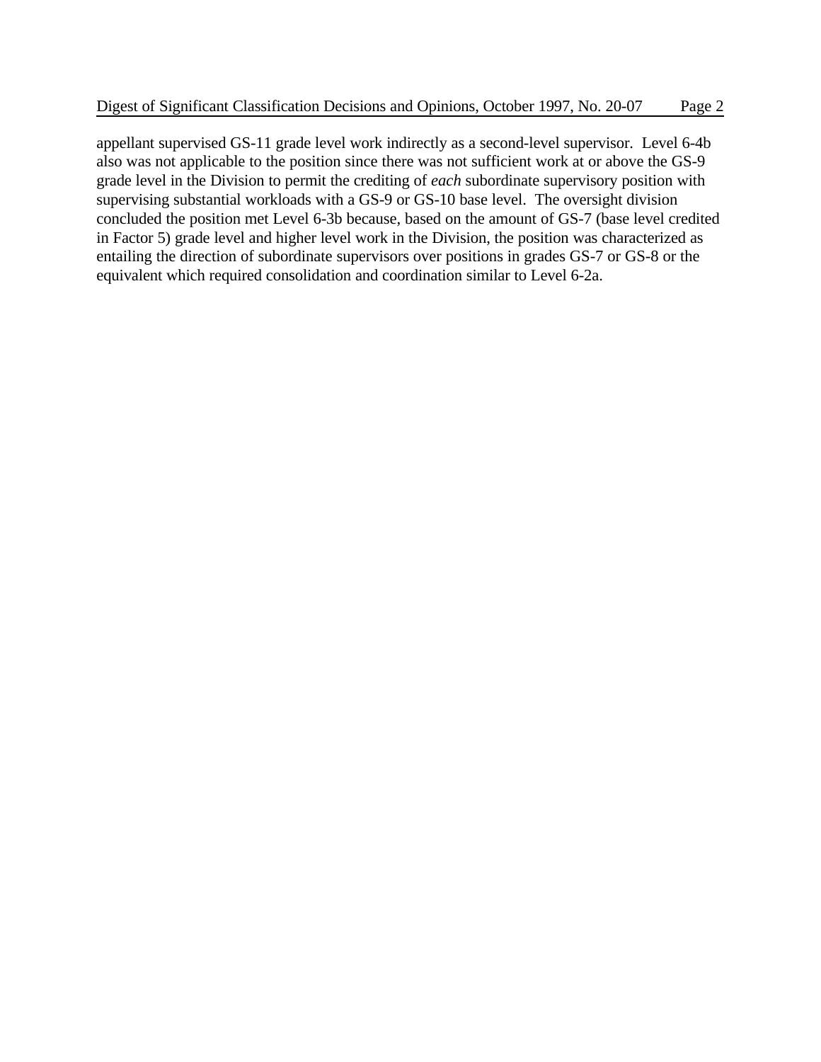appellant supervised GS-11 grade level work indirectly as a second-level supervisor. Level 6-4b also was not applicable to the position since there was not sufficient work at or above the GS-9 grade level in the Division to permit the crediting of *each* subordinate supervisory position with supervising substantial workloads with a GS-9 or GS-10 base level. The oversight division concluded the position met Level 6-3b because, based on the amount of GS-7 (base level credited in Factor 5) grade level and higher level work in the Division, the position was characterized as entailing the direction of subordinate supervisors over positions in grades GS-7 or GS-8 or the equivalent which required consolidation and coordination similar to Level 6-2a.